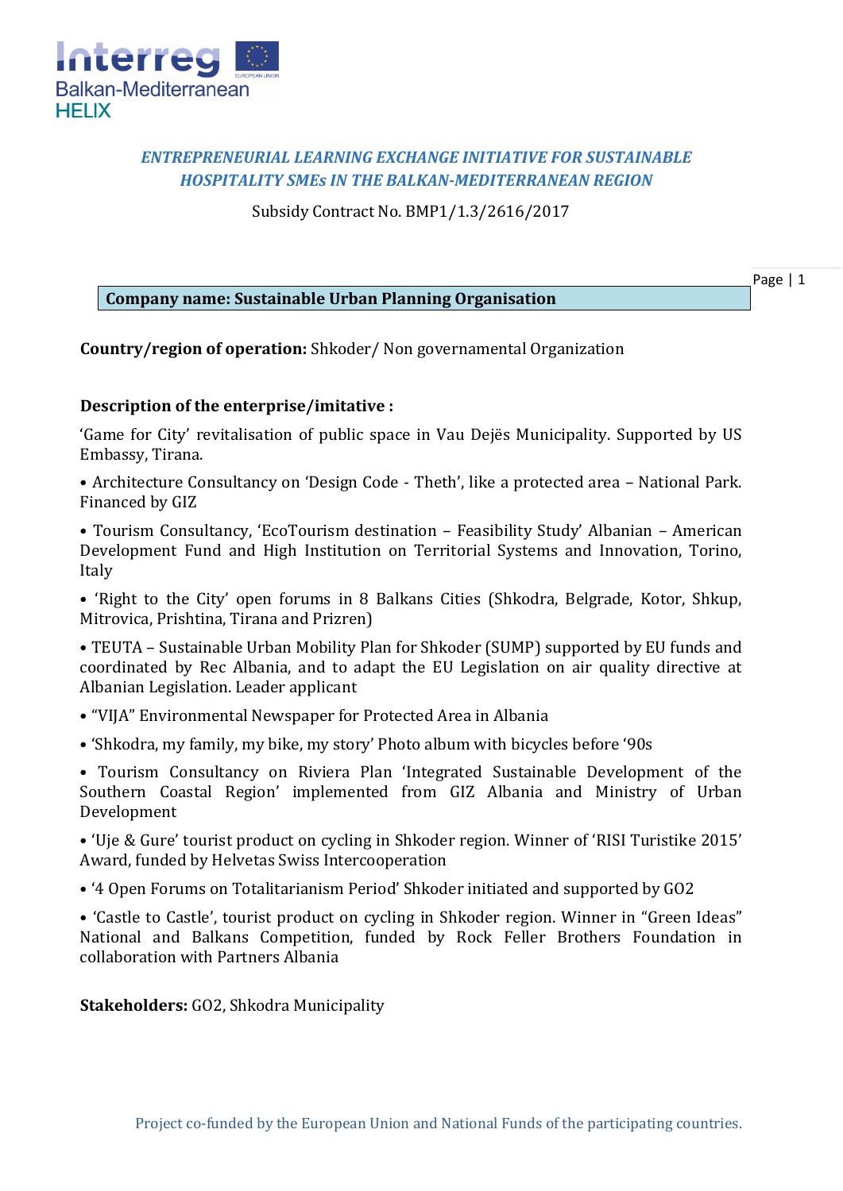*ENTREPRENEURIAL LEARNING EXCHANGE INITIATIVE FOR SUSTAINABLE HOSPITALITY SMEs IN THE BALKAN-MEDITERRANEAN REGION*

Subsidy Contract No. BMP1/1.3/2616/2017

**Company name: Sustainable Urban Planning Organisation**

**Country/region of operation:** Shkoder/ Non governamental Organization

**Description of the enterprise/imitative :**

'Game for City' revitalisation of public space in Vau Dejës Municipality. Supported by US Embassy, Tirana.

- Architecture Consultancy on 'Design Code - Theth', like a protected area – National Park. Financed by GIZ
- Tourism Consultancy, 'EcoTourism destination – Feasibility Study' Albanian – American Development Fund and High Institution on Territorial Systems and Innovation, Torino, Italy
- 'Right to the City' open forums in 8 Balkans Cities (Shkodra, Belgrade, Kotor, Shkup, Mitrovica, Prishtina, Tirana and Prizren)
- TEUTA – Sustainable Urban Mobility Plan for Shkoder (SUMP) supported by EU funds and coordinated by Rec Albania, and to adapt the EU Legislation on air quality directive at Albanian Legislation. Leader applicant
- "VIJA" Environmental Newspaper for Protected Area in Albania
- 'Shkodra, my family, my bike, my story' Photo album with bicycles before '90s
- Tourism Consultancy on Riviera Plan 'Integrated Sustainable Development of the Southern Coastal Region' implemented from GIZ Albania and Ministry of Urban Development
- 'Uje & Gure' tourist product on cycling in Shkoder region. Winner of 'RISI Turistike 2015' Award, funded by Helvetas Swiss Intercooperation
- '4 Open Forums on Totalitarianism Period' Shkoder initiated and supported by GO2
- 'Castle to Castle', tourist product on cycling in Shkoder region. Winner in "Green Ideas" National and Balkans Competition, funded by Rock Feller Brothers Foundation in collaboration with Partners Albania

**Stakeholders:** GO2, Shkodra Municipality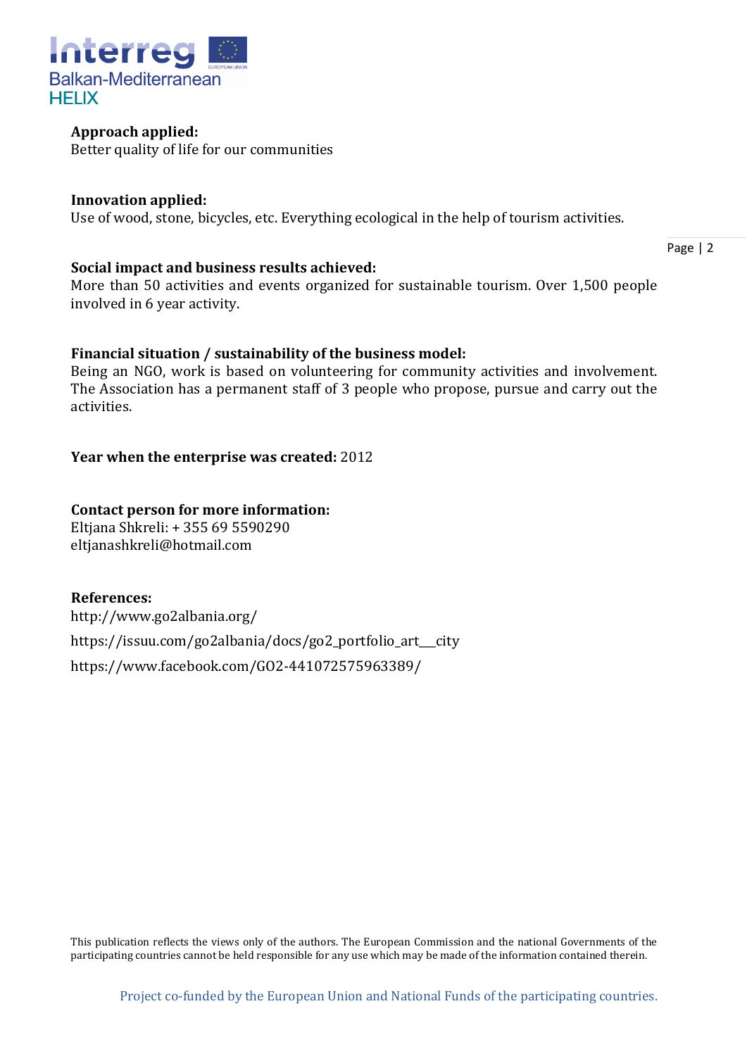**Approach applied:**
Better quality of life for our communities

**Innovation applied:**
Use of wood, stone, bicycles, etc. Everything ecological in the help of tourism activities.

**Social impact and business results achieved:**
More than 50 activities and events organized for sustainable tourism. Over 1,500 people involved in 6 year activity.

**Financial situation / sustainability of the business model:**
Being an NGO, work is based on volunteering for community activities and involvement. The Association has a permanent staff of 3 people who propose, pursue and carry out the activities.

**Year when the enterprise was created:** 2012

**Contact person for more information:**
Eltjana Shkreli: + 355 69 5590290
eltjanashkreli@hotmail.com

**References:**

http://www.go2albania.org/

https://issuu.com/go2albania/docs/go2_portfolio_art___city

https://www.facebook.com/GO2-441072575963389/

This publication reflects the views only of the authors. The European Commission and the national Governments of the participating countries cannot be held responsible for any use which may be made of the information contained therein.

Project co-funded by the European Union and National Funds of the participating countries.